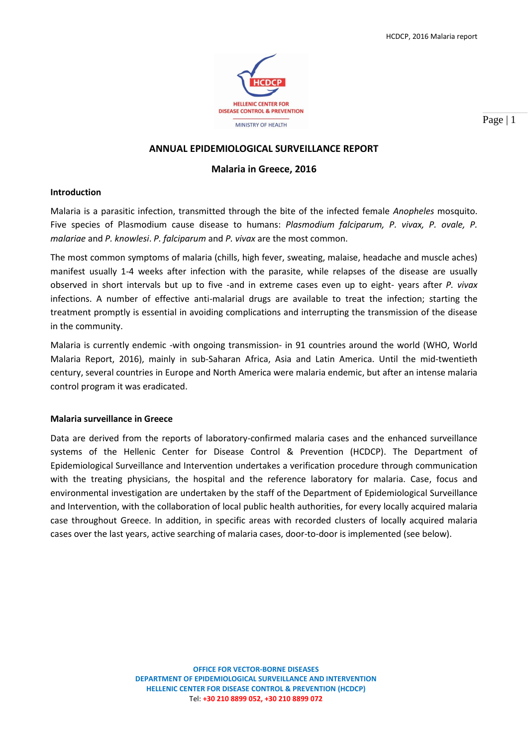# ANNUAL EPIDEMIOLOGICAL SURVEILLANCE REPORT

## Malaria in Greece, 2016

### Introduction

Malaria is a parasitic infection, transmitted through the bite of the infected female *Anopheles* mosquito. Five species of Plasmodium cause disease to humans: *Plasmodium falciparum, P. vivax, P. ovale, P. malariae* and *P. knowlesi*. *P. falciparum* and *P. vivax* are the most common.

The most common symptoms of malaria (chills, high fever, sweating, malaise, headache and muscle aches) manifest usually 1-4 weeks after infection with the parasite, while relapses of the disease are usually observed in short intervals but up to five -and in extreme cases even up to eight- years after *P. vivax* infections. A number of effective anti-malarial drugs are available to treat the infection; starting the treatment promptly is essential in avoiding complications and interrupting the transmission of the disease in the community.

Malaria is currently endemic -with ongoing transmission- in 91 countries around the world (WHO, World Malaria Report, 2016), mainly in sub-Saharan Africa, Asia and Latin America. Until the mid-twentieth century, several countries in Europe and North America were malaria endemic, but after an intense malaria control program it was eradicated.

### Malaria surveillance in Greece

Data are derived from the reports of laboratory-confirmed malaria cases and the enhanced surveillance systems of the Hellenic Center for Disease Control & Prevention (HCDCP). The Department of Epidemiological Surveillance and Intervention undertakes a verification procedure through communication with the treating physicians, the hospital and the reference laboratory for malaria. Case, focus and environmental investigation are undertaken by the staff of the Department of Epidemiological Surveillance and Intervention, with the collaboration of local public health authorities, for every locally acquired malaria case throughout Greece. In addition, in specific areas with recorded clusters of locally acquired malaria cases over the last years, active searching of malaria cases, door-to-door is implemented (see below).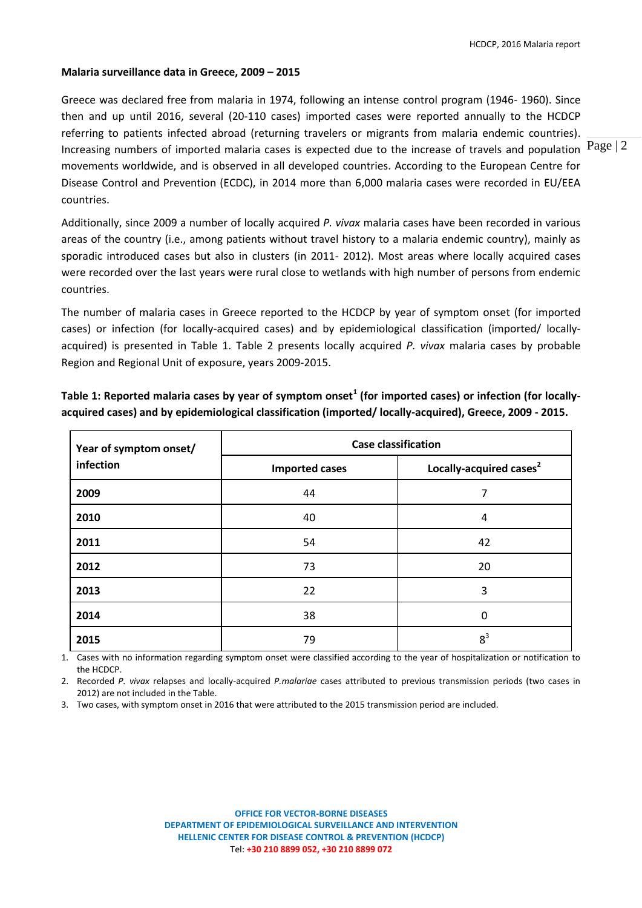**Malaria surveillance data in Greece, 2009 – 2015**

Greece was declared free from malaria in 1974, following an intense control program (1946- 1960). Since then and up until 2016, several (20-110 cases) imported cases were reported annually to the HCDCP referring to patients infected abroad (returning travelers or migrants from malaria endemic countries). Increasing numbers of imported malaria cases is expected due to the increase of travels and population movements worldwide, and is observed in all developed countries. According to the European Centre for Disease Control and Prevention (ECDC), in 2014 more than 6,000 malaria cases were recorded in EU/EEA countries.

Additionally, since 2009 a number of locally acquired *P. vivax* malaria cases have been recorded in various areas of the country (i.e., among patients without travel history to a malaria endemic country), mainly as sporadic introduced cases but also in clusters (in 2011- 2012). Most areas where locally acquired cases were recorded over the last years were rural close to wetlands with high number of persons from endemic countries.

The number of malaria cases in Greece reported to the HCDCP by year of symptom onset (for imported cases) or infection (for locally-acquired cases) and by epidemiological classification (imported/ locally-acquired) is presented in Table 1. Table 2 presents locally acquired *P. vivax* malaria cases by probable Region and Regional Unit of exposure, years 2009-2015.

**Table 1: Reported malaria cases by year of symptom onset[1] (for imported cases) or infection (for locally-acquired cases) and by epidemiological classification (imported/ locally-acquired), Greece, 2009 - 2015.**

| Year of symptom onset/ infection | Case classification | |
|---|---|---|
| | Imported cases | Locally-acquired cases[2] |
| **2009** | 44 | 7 |
| **2010** | 40 | 4 |
| **2011** | 54 | 42 |
| **2012** | 73 | 20 |
| **2013** | 22 | 3 |
| **2014** | 38 | 0 |
| **2015** | 79 | 8[3] |

1. Cases with no information regarding symptom onset were classified according to the year of hospitalization or notification to the HCDCP.
2. Recorded *P. vivax* relapses and locally-acquired *P.malariae* cases attributed to previous transmission periods (two cases in 2012) are not included in the Table.
3. Two cases, with symptom onset in 2016 that were attributed to the 2015 transmission period are included.

**OFFICE FOR VECTOR-BORNE DISEASES**
**DEPARTMENT OF EPIDEMIOLOGICAL SURVEILLANCE AND INTERVENTION**
**HELLENIC CENTER FOR DISEASE CONTROL & PREVENTION (HCDCP)**
Tel: **+30 210 8899 052, +30 210 8899 072**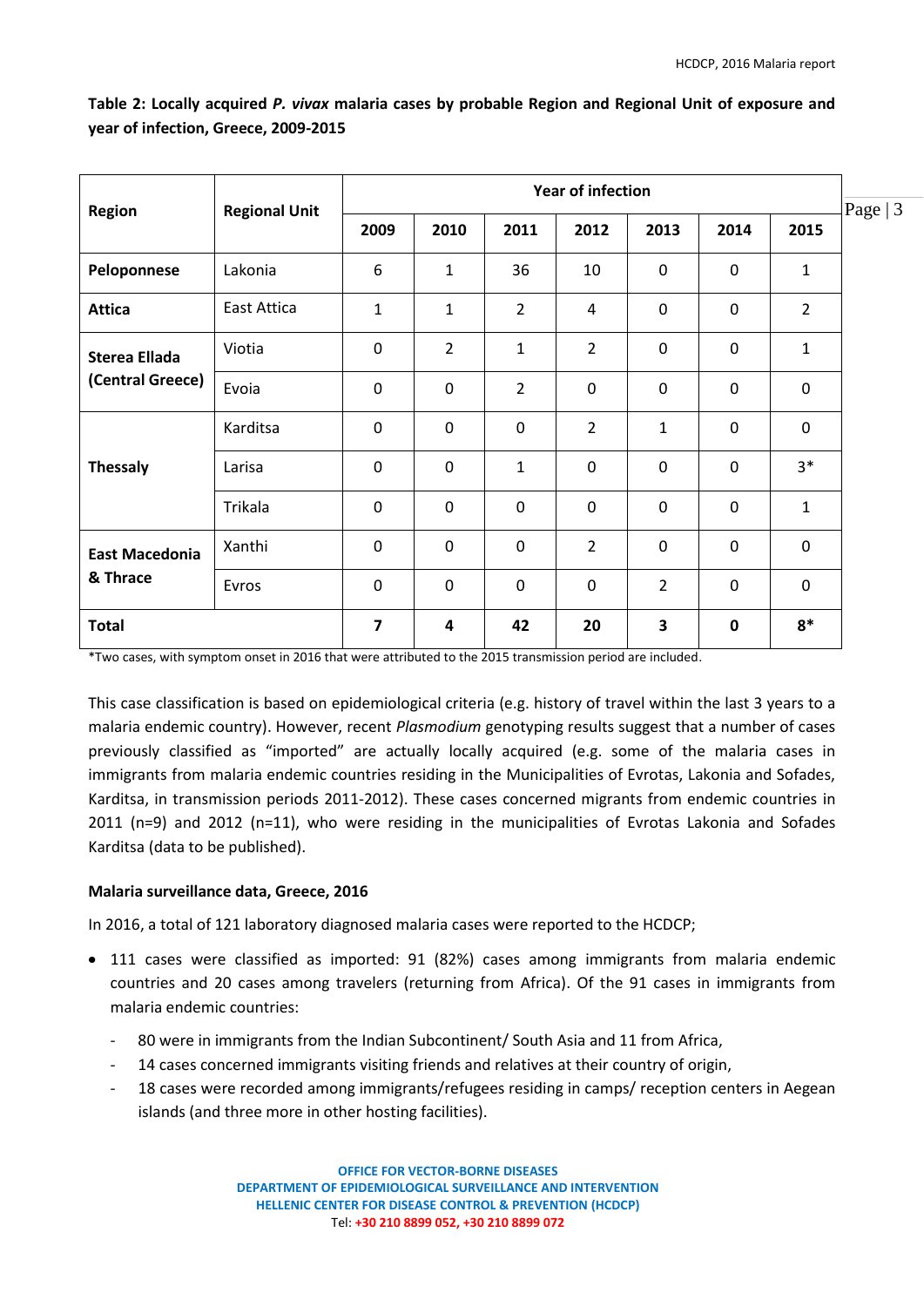**Table 2: Locally acquired *P. vivax* malaria cases by probable Region and Regional Unit of exposure and year of infection, Greece, 2009-2015**

| Region | Regional Unit | Year of infection | | | | | | |
|---|---|---|---|---|---|---|---|---|
| | | 2009 | 2010 | 2011 | 2012 | 2013 | 2014 | 2015 |
| **Peloponnese** | Lakonia | 6 | 1 | 36 | 10 | 0 | 0 | 1 |
| **Attica** | East Attica | 1 | 1 | 2 | 4 | 0 | 0 | 2 |
| **Sterea Ellada (Central Greece)** | Viotia | 0 | 2 | 1 | 2 | 0 | 0 | 1 |
| | Evoia | 0 | 0 | 2 | 0 | 0 | 0 | 0 |
| **Thessaly** | Karditsa | 0 | 0 | 0 | 2 | 1 | 0 | 0 |
| | Larisa | 0 | 0 | 1 | 0 | 0 | 0 | 3* |
| | Trikala | 0 | 0 | 0 | 0 | 0 | 0 | 1 |
| **East Macedonia & Thrace** | Xanthi | 0 | 0 | 0 | 2 | 0 | 0 | 0 |
| | Evros | 0 | 0 | 0 | 0 | 2 | 0 | 0 |
| **Total** | | **7** | **4** | **42** | **20** | **3** | **0** | **8*** |

*Two cases, with symptom onset in 2016 that were attributed to the 2015 transmission period are included.

This case classification is based on epidemiological criteria (e.g. history of travel within the last 3 years to a malaria endemic country). However, recent *Plasmodium* genotyping results suggest that a number of cases previously classified as "imported" are actually locally acquired (e.g. some of the malaria cases in immigrants from malaria endemic countries residing in the Municipalities of Evrotas, Lakonia and Sofades, Karditsa, in transmission periods 2011-2012). These cases concerned migrants from endemic countries in 2011 (n=9) and 2012 (n=11), who were residing in the municipalities of Evrotas Lakonia and Sofades Karditsa (data to be published).

**Malaria surveillance data, Greece, 2016**

In 2016, a total of 121 laboratory diagnosed malaria cases were reported to the HCDCP;

- 111 cases were classified as imported: 91 (82%) cases among immigrants from malaria endemic countries and 20 cases among travelers (returning from Africa). Of the 91 cases in immigrants from malaria endemic countries:
  - 80 were in immigrants from the Indian Subcontinent/ South Asia and 11 from Africa,
  - 14 cases concerned immigrants visiting friends and relatives at their country of origin,
  - 18 cases were recorded among immigrants/refugees residing in camps/ reception centers in Aegean islands (and three more in other hosting facilities).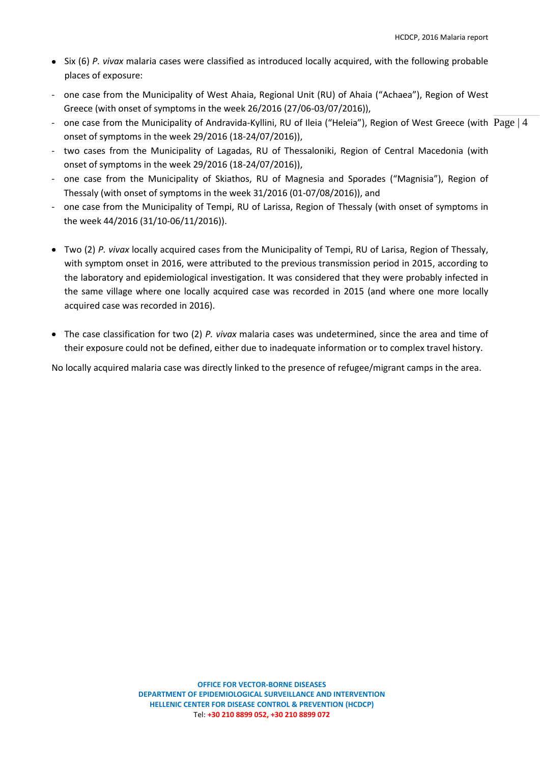- Six (6) *P. vivax* malaria cases were classified as introduced locally acquired, with the following probable places of exposure:

  - one case from the Municipality of West Ahaia, Regional Unit (RU) of Ahaia ("Achaea"), Region of West Greece (with onset of symptoms in the week 26/2016 (27/06-03/07/2016)),
  - one case from the Municipality of Andravida-Kyllini, RU of Ileia ("Heleia"), Region of West Greece (with onset of symptoms in the week 29/2016 (18-24/07/2016)),
  - two cases from the Municipality of Lagadas, RU of Thessaloniki, Region of Central Macedonia (with onset of symptoms in the week 29/2016 (18-24/07/2016)),
  - one case from the Municipality of Skiathos, RU of Magnesia and Sporades ("Magnisia"), Region of Thessaly (with onset of symptoms in the week 31/2016 (01-07/08/2016)), and
  - one case from the Municipality of Tempi, RU of Larissa, Region of Thessaly (with onset of symptoms in the week 44/2016 (31/10-06/11/2016)).

- Two (2) *P. vivax* locally acquired cases from the Municipality of Tempi, RU of Larisa, Region of Thessaly, with symptom onset in 2016, were attributed to the previous transmission period in 2015, according to the laboratory and epidemiological investigation. It was considered that they were probably infected in the same village where one locally acquired case was recorded in 2015 (and where one more locally acquired case was recorded in 2016).

- The case classification for two (2) *P. vivax* malaria cases was undetermined, since the area and time of their exposure could not be defined, either due to inadequate information or to complex travel history.

No locally acquired malaria case was directly linked to the presence of refugee/migrant camps in the area.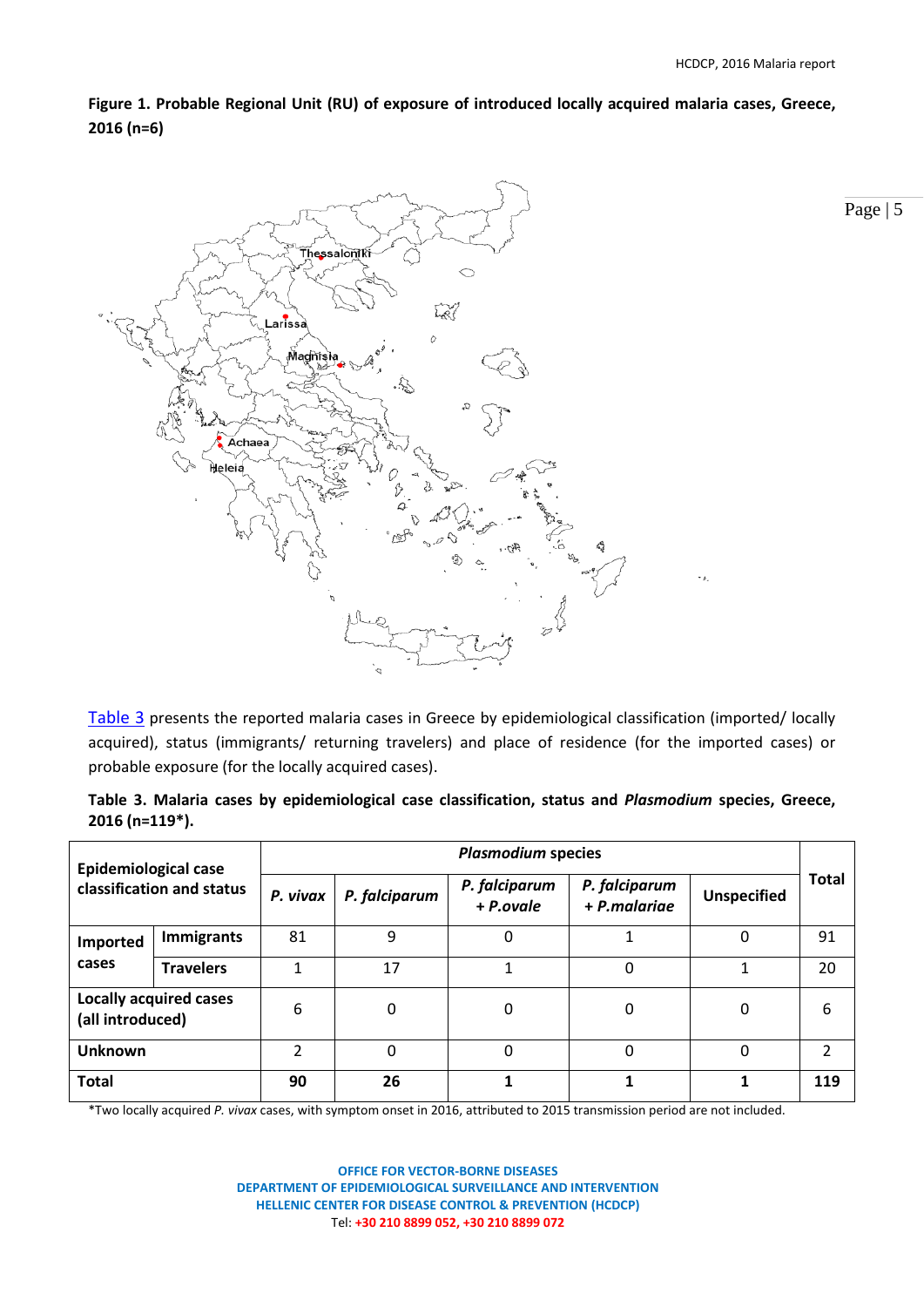**Figure 1. Probable Regional Unit (RU) of exposure of introduced locally acquired malaria cases, Greece, 2016 (n=6)**

Table 3 presents the reported malaria cases in Greece by epidemiological classification (imported/ locally acquired), status (immigrants/ returning travelers) and place of residence (for the imported cases) or probable exposure (for the locally acquired cases).

**Table 3. Malaria cases by epidemiological case classification, status and *Plasmodium* species, Greece, 2016 (n=119\*).**

| Epidemiological case classification and status | | *Plasmodium* species | | | | | Total |
|---|---|---|---|---|---|---|---|
| | | *P. vivax* | *P. falciparum* | *P. falciparum + P.ovale* | *P. falciparum + P.malariae* | Unspecified | |
| **Imported cases** | **Immigrants** | 81 | 9 | 0 | 1 | 0 | 91 |
| | **Travelers** | 1 | 17 | 1 | 0 | 1 | 20 |
| **Locally acquired cases (all introduced)** | | 6 | 0 | 0 | 0 | 0 | 6 |
| **Unknown** | | 2 | 0 | 0 | 0 | 0 | 2 |
| **Total** | | **90** | **26** | **1** | **1** | **1** | **119** |

\*Two locally acquired *P. vivax* cases, with symptom onset in 2016, attributed to 2015 transmission period are not included.

**OFFICE FOR VECTOR-BORNE DISEASES**
**DEPARTMENT OF EPIDEMIOLOGICAL SURVEILLANCE AND INTERVENTION**
**HELLENIC CENTER FOR DISEASE CONTROL & PREVENTION (HCDCP)**
Tel: **+30 210 8899 052, +30 210 8899 072**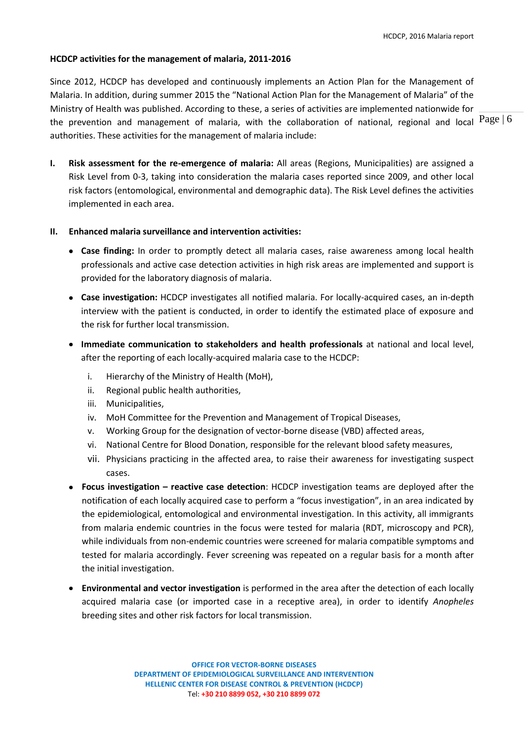**HCDCP activities for the management of malaria, 2011-2016**

Since 2012, HCDCP has developed and continuously implements an Action Plan for the Management of Malaria. In addition, during summer 2015 the "National Action Plan for the Management of Malaria" of the Ministry of Health was published. According to these, a series of activities are implemented nationwide for the prevention and management of malaria, with the collaboration of national, regional and local authorities. These activities for the management of malaria include:

I. **Risk assessment for the re-emergence of malaria:** All areas (Regions, Municipalities) are assigned a Risk Level from 0-3, taking into consideration the malaria cases reported since 2009, and other local risk factors (entomological, environmental and demographic data). The Risk Level defines the activities implemented in each area.

II. **Enhanced malaria surveillance and intervention activities:**

- **Case finding:** In order to promptly detect all malaria cases, raise awareness among local health professionals and active case detection activities in high risk areas are implemented and support is provided for the laboratory diagnosis of malaria.
- **Case investigation:** HCDCP investigates all notified malaria. For locally-acquired cases, an in-depth interview with the patient is conducted, in order to identify the estimated place of exposure and the risk for further local transmission.
- **Immediate communication to stakeholders and health professionals** at national and local level, after the reporting of each locally-acquired malaria case to the HCDCP:
    i. Hierarchy of the Ministry of Health (MoH),
    ii. Regional public health authorities,
    iii. Municipalities,
    iv. MoH Committee for the Prevention and Management of Tropical Diseases,
    v. Working Group for the designation of vector-borne disease (VBD) affected areas,
    vi. National Centre for Blood Donation, responsible for the relevant blood safety measures,
    vii. Physicians practicing in the affected area, to raise their awareness for investigating suspect cases.
- **Focus investigation – reactive case detection**: HCDCP investigation teams are deployed after the notification of each locally acquired case to perform a "focus investigation", in an area indicated by the epidemiological, entomological and environmental investigation. In this activity, all immigrants from malaria endemic countries in the focus were tested for malaria (RDT, microscopy and PCR), while individuals from non-endemic countries were screened for malaria compatible symptoms and tested for malaria accordingly. Fever screening was repeated on a regular basis for a month after the initial investigation.
- **Environmental and vector investigation** is performed in the area after the detection of each locally acquired malaria case (or imported case in a receptive area), in order to identify *Anopheles* breeding sites and other risk factors for local transmission.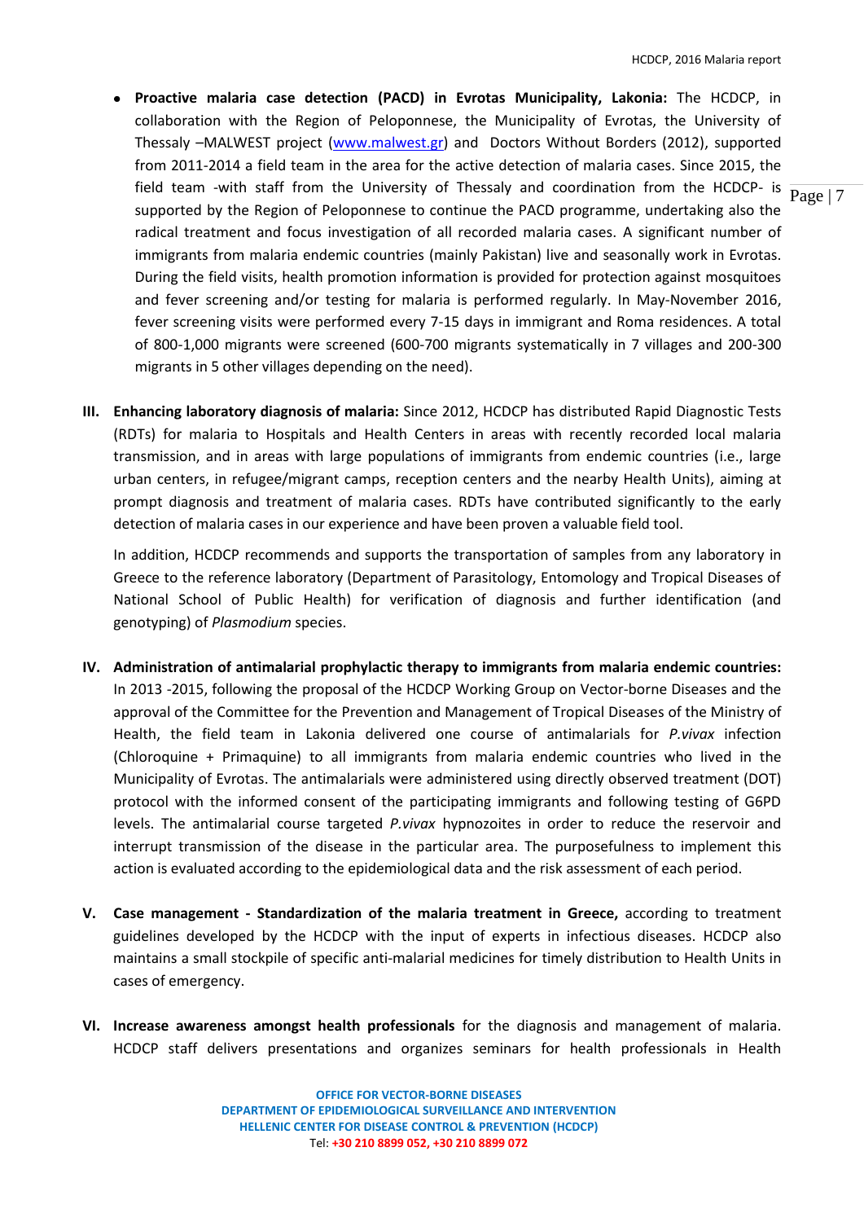- **Proactive malaria case detection (PACD) in Evrotas Municipality, Lakonia:** The HCDCP, in collaboration with the Region of Peloponnese, the Municipality of Evrotas, the University of Thessaly –MALWEST project (www.malwest.gr) and Doctors Without Borders (2012), supported from 2011-2014 a field team in the area for the active detection of malaria cases. Since 2015, the field team -with staff from the University of Thessaly and coordination from the HCDCP- is supported by the Region of Peloponnese to continue the PACD programme, undertaking also the radical treatment and focus investigation of all recorded malaria cases. A significant number of immigrants from malaria endemic countries (mainly Pakistan) live and seasonally work in Evrotas. During the field visits, health promotion information is provided for protection against mosquitoes and fever screening and/or testing for malaria is performed regularly. In May-November 2016, fever screening visits were performed every 7-15 days in immigrant and Roma residences. A total of 800-1,000 migrants were screened (600-700 migrants systematically in 7 villages and 200-300 migrants in 5 other villages depending on the need).

III. **Enhancing laboratory diagnosis of malaria:** Since 2012, HCDCP has distributed Rapid Diagnostic Tests (RDTs) for malaria to Hospitals and Health Centers in areas with recently recorded local malaria transmission, and in areas with large populations of immigrants from endemic countries (i.e., large urban centers, in refugee/migrant camps, reception centers and the nearby Health Units), aiming at prompt diagnosis and treatment of malaria cases. RDTs have contributed significantly to the early detection of malaria cases in our experience and have been proven a valuable field tool.

    In addition, HCDCP recommends and supports the transportation of samples from any laboratory in Greece to the reference laboratory (Department of Parasitology, Entomology and Tropical Diseases of National School of Public Health) for verification of diagnosis and further identification (and genotyping) of *Plasmodium* species.

IV. **Administration of antimalarial prophylactic therapy to immigrants from malaria endemic countries:** In 2013 -2015, following the proposal of the HCDCP Working Group on Vector-borne Diseases and the approval of the Committee for the Prevention and Management of Tropical Diseases of the Ministry of Health, the field team in Lakonia delivered one course of antimalarials for *P.vivax* infection (Chloroquine + Primaquine) to all immigrants from malaria endemic countries who lived in the Municipality of Evrotas. The antimalarials were administered using directly observed treatment (DOT) protocol with the informed consent of the participating immigrants and following testing of G6PD levels. The antimalarial course targeted *P.vivax* hypnozoites in order to reduce the reservoir and interrupt transmission of the disease in the particular area. The purposefulness to implement this action is evaluated according to the epidemiological data and the risk assessment of each period.

V. **Case management - Standardization of the malaria treatment in Greece,** according to treatment guidelines developed by the HCDCP with the input of experts in infectious diseases. HCDCP also maintains a small stockpile of specific anti-malarial medicines for timely distribution to Health Units in cases of emergency.

VI. **Increase awareness amongst health professionals** for the diagnosis and management of malaria. HCDCP staff delivers presentations and organizes seminars for health professionals in Health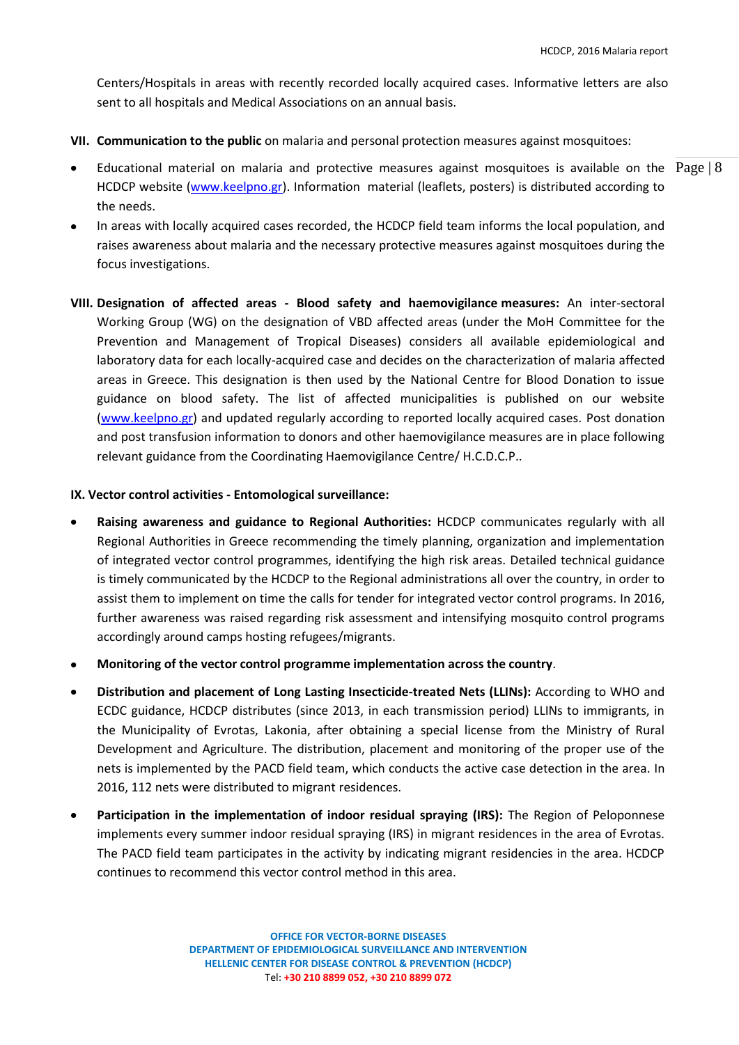Centers/Hospitals in areas with recently recorded locally acquired cases. Informative letters are also sent to all hospitals and Medical Associations on an annual basis.

**VII. Communication to the public** on malaria and personal protection measures against mosquitoes:

- Educational material on malaria and protective measures against mosquitoes is available on the HCDCP website (www.keelpno.gr). Information material (leaflets, posters) is distributed according to the needs.
- In areas with locally acquired cases recorded, the HCDCP field team informs the local population, and raises awareness about malaria and the necessary protective measures against mosquitoes during the focus investigations.

**VIII. Designation of affected areas - Blood safety and haemovigilance measures:** An inter-sectoral Working Group (WG) on the designation of VBD affected areas (under the MoH Committee for the Prevention and Management of Tropical Diseases) considers all available epidemiological and laboratory data for each locally-acquired case and decides on the characterization of malaria affected areas in Greece. This designation is then used by the National Centre for Blood Donation to issue guidance on blood safety. The list of affected municipalities is published on our website (www.keelpno.gr) and updated regularly according to reported locally acquired cases. Post donation and post transfusion information to donors and other haemovigilance measures are in place following relevant guidance from the Coordinating Haemovigilance Centre/ H.C.D.C.P..

**IX. Vector control activities - Entomological surveillance:**

- **Raising awareness and guidance to Regional Authorities:** HCDCP communicates regularly with all Regional Authorities in Greece recommending the timely planning, organization and implementation of integrated vector control programmes, identifying the high risk areas. Detailed technical guidance is timely communicated by the HCDCP to the Regional administrations all over the country, in order to assist them to implement on time the calls for tender for integrated vector control programs. In 2016, further awareness was raised regarding risk assessment and intensifying mosquito control programs accordingly around camps hosting refugees/migrants.
- **Monitoring of the vector control programme implementation across the country**.
- **Distribution and placement of Long Lasting Insecticide-treated Nets (LLINs):** According to WHO and ECDC guidance, HCDCP distributes (since 2013, in each transmission period) LLINs to immigrants, in the Municipality of Evrotas, Lakonia, after obtaining a special license from the Ministry of Rural Development and Agriculture. The distribution, placement and monitoring of the proper use of the nets is implemented by the PACD field team, which conducts the active case detection in the area. In 2016, 112 nets were distributed to migrant residences.
- **Participation in the implementation of indoor residual spraying (IRS):** The Region of Peloponnese implements every summer indoor residual spraying (IRS) in migrant residences in the area of Evrotas. The PACD field team participates in the activity by indicating migrant residencies in the area. HCDCP continues to recommend this vector control method in this area.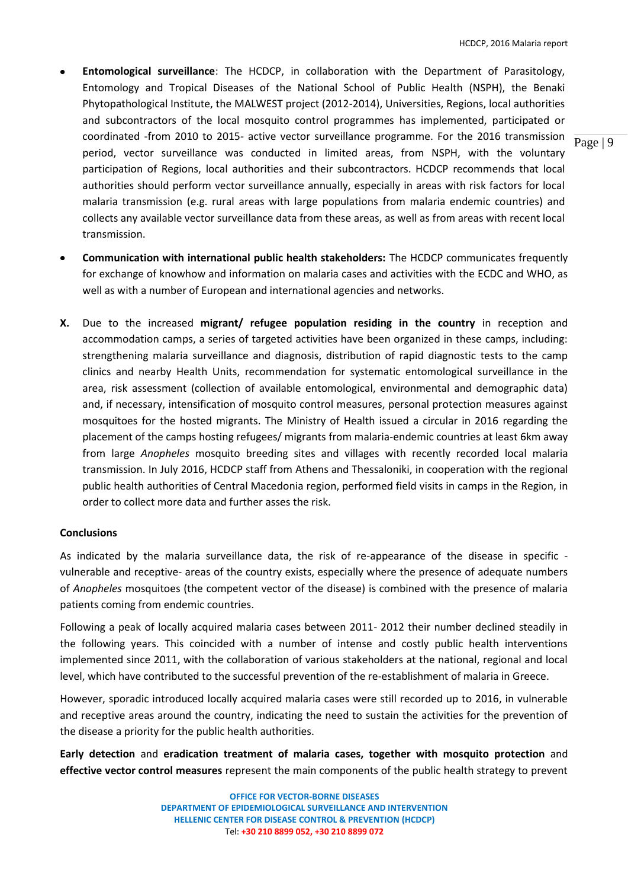- **Entomological surveillance**: The HCDCP, in collaboration with the Department of Parasitology, Entomology and Tropical Diseases of the National School of Public Health (NSPH), the Benaki Phytopathological Institute, the MALWEST project (2012-2014), Universities, Regions, local authorities and subcontractors of the local mosquito control programmes has implemented, participated or coordinated -from 2010 to 2015- active vector surveillance programme. For the 2016 transmission period, vector surveillance was conducted in limited areas, from NSPH, with the voluntary participation of Regions, local authorities and their subcontractors. HCDCP recommends that local authorities should perform vector surveillance annually, especially in areas with risk factors for local malaria transmission (e.g. rural areas with large populations from malaria endemic countries) and collects any available vector surveillance data from these areas, as well as from areas with recent local transmission.

- **Communication with international public health stakeholders:** The HCDCP communicates frequently for exchange of knowhow and information on malaria cases and activities with the ECDC and WHO, as well as with a number of European and international agencies and networks.

**X.** Due to the increased **migrant/ refugee population residing in the country** in reception and accommodation camps, a series of targeted activities have been organized in these camps, including: strengthening malaria surveillance and diagnosis, distribution of rapid diagnostic tests to the camp clinics and nearby Health Units, recommendation for systematic entomological surveillance in the area, risk assessment (collection of available entomological, environmental and demographic data) and, if necessary, intensification of mosquito control measures, personal protection measures against mosquitoes for the hosted migrants. The Ministry of Health issued a circular in 2016 regarding the placement of the camps hosting refugees/ migrants from malaria-endemic countries at least 6km away from large *Anopheles* mosquito breeding sites and villages with recently recorded local malaria transmission. In July 2016, HCDCP staff from Athens and Thessaloniki, in cooperation with the regional public health authorities of Central Macedonia region, performed field visits in camps in the Region, in order to collect more data and further asses the risk.

**Conclusions**

As indicated by the malaria surveillance data, the risk of re-appearance of the disease in specific -vulnerable and receptive- areas of the country exists, especially where the presence of adequate numbers of *Anopheles* mosquitoes (the competent vector of the disease) is combined with the presence of malaria patients coming from endemic countries.

Following a peak of locally acquired malaria cases between 2011- 2012 their number declined steadily in the following years. This coincided with a number of intense and costly public health interventions implemented since 2011, with the collaboration of various stakeholders at the national, regional and local level, which have contributed to the successful prevention of the re-establishment of malaria in Greece.

However, sporadic introduced locally acquired malaria cases were still recorded up to 2016, in vulnerable and receptive areas around the country, indicating the need to sustain the activities for the prevention of the disease a priority for the public health authorities.

**Early detection** and **eradication treatment of malaria cases, together with mosquito protection** and **effective vector control measures** represent the main components of the public health strategy to prevent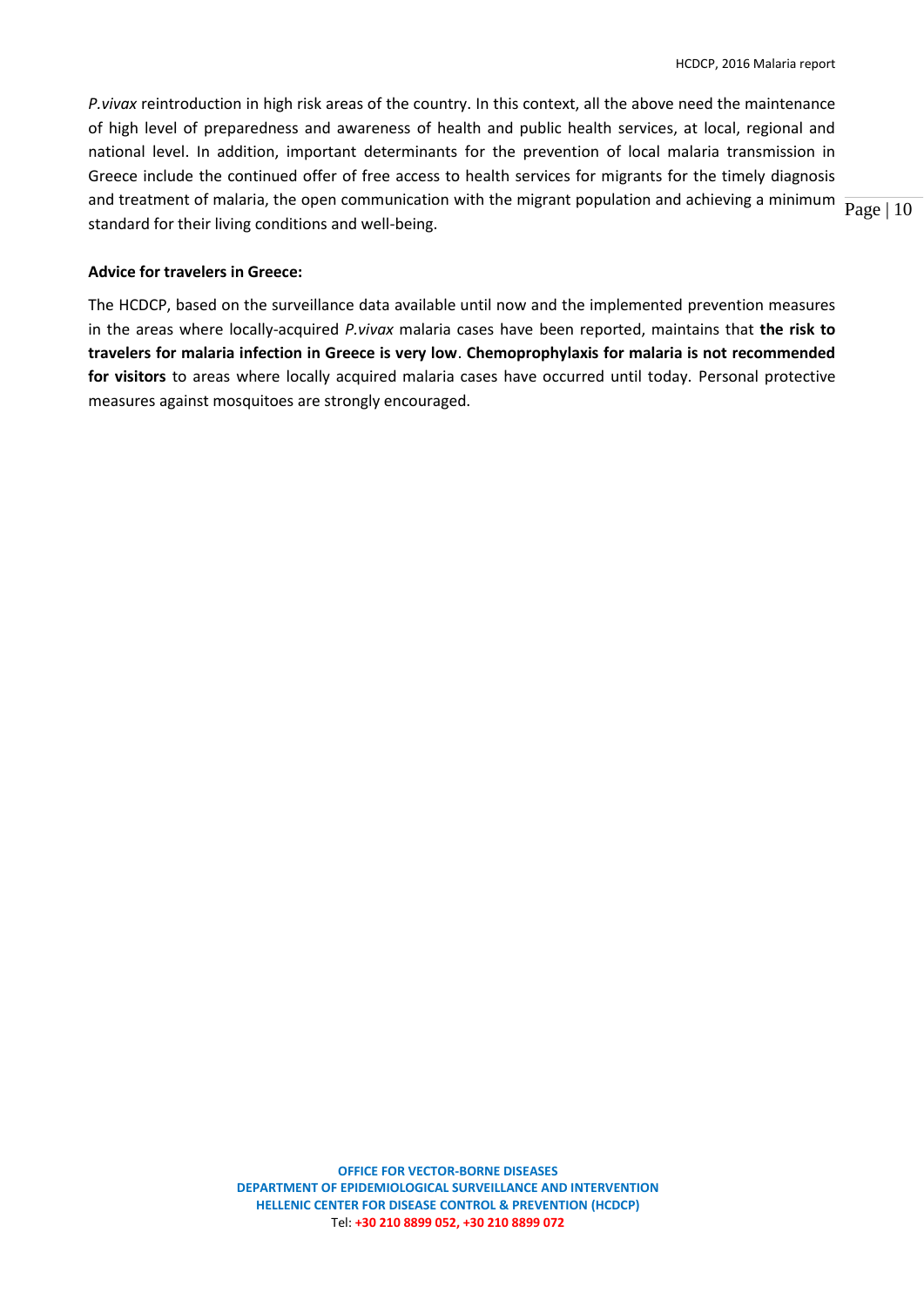*P.vivax* reintroduction in high risk areas of the country. In this context, all the above need the maintenance of high level of preparedness and awareness of health and public health services, at local, regional and national level. In addition, important determinants for the prevention of local malaria transmission in Greece include the continued offer of free access to health services for migrants for the timely diagnosis and treatment of malaria, the open communication with the migrant population and achieving a minimum standard for their living conditions and well-being.

**Advice for travelers in Greece:**

The HCDCP, based on the surveillance data available until now and the implemented prevention measures in the areas where locally-acquired *P.vivax* malaria cases have been reported, maintains that **the risk to travelers for malaria infection in Greece is very low**. **Chemoprophylaxis for malaria is not recommended for visitors** to areas where locally acquired malaria cases have occurred until today. Personal protective measures against mosquitoes are strongly encouraged.

**OFFICE FOR VECTOR-BORNE DISEASES**
**DEPARTMENT OF EPIDEMIOLOGICAL SURVEILLANCE AND INTERVENTION**
**HELLENIC CENTER FOR DISEASE CONTROL & PREVENTION (HCDCP)**
Tel: **+30 210 8899 052, +30 210 8899 072**